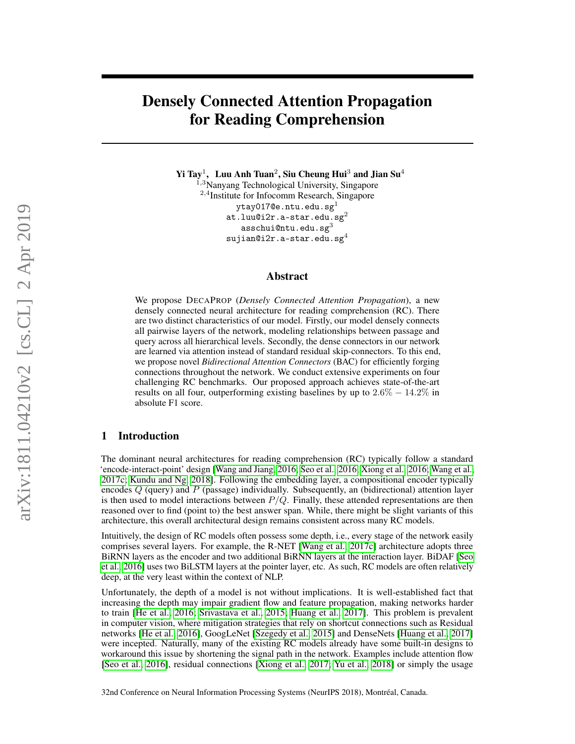# Densely Connected Attention Propagation for Reading Comprehension

**Yi Tay**[1], **Luu Anh Tuan**[2], **Siu Cheung Hui**[3] **and Jian Su**[4]

[1,3]Nanyang Technological University, Singapore
[2,4]Institute for Infocomm Research, Singapore
ytay017@e.ntu.edu.sg[1]
at.luu@i2r.a-star.edu.sg[2]
asschui@ntu.edu.sg[3]
sujian@i2r.a-star.edu.sg[4]

## Abstract

We propose DECAPROP (*Densely Connected Attention Propagation*), a new densely connected neural architecture for reading comprehension (RC). There are two distinct characteristics of our model. Firstly, our model densely connects all pairwise layers of the network, modeling relationships between passage and query across all hierarchical levels. Secondly, the dense connectors in our network are learned via attention instead of standard residual skip-connectors. To this end, we propose novel *Bidirectional Attention Connectors* (BAC) for efficiently forging connections throughout the network. We conduct extensive experiments on four challenging RC benchmarks. Our proposed approach achieves state-of-the-art results on all four, outperforming existing baselines by up to $2.6\% - 14.2\%$ in absolute F1 score.

## 1 Introduction

The dominant neural architectures for reading comprehension (RC) typically follow a standard 'encode-interact-point' design [Wang and Jiang, 2016; Seo et al., 2016; Xiong et al., 2016; Wang et al., 2017c; Kundu and Ng, 2018]. Following the embedding layer, a compositional encoder typically encodes $Q$ (query) and $P$ (passage) individually. Subsequently, an (bidirectional) attention layer is then used to model interactions between $P/Q$. Finally, these attended representations are then reasoned over to find (point to) the best answer span. While, there might be slight variants of this architecture, this overall architectural design remains consistent across many RC models.

Intuitively, the design of RC models often possess some depth, i.e., every stage of the network easily comprises several layers. For example, the R-NET [Wang et al., 2017c] architecture adopts three BiRNN layers as the encoder and two additional BiRNN layers at the interaction layer. BiDAF [Seo et al., 2016] uses two BiLSTM layers at the pointer layer, etc. As such, RC models are often relatively deep, at the very least within the context of NLP.

Unfortunately, the depth of a model is not without implications. It is well-established fact that increasing the depth may impair gradient flow and feature propagation, making networks harder to train [He et al., 2016; Srivastava et al., 2015; Huang et al., 2017]. This problem is prevalent in computer vision, where mitigation strategies that rely on shortcut connections such as Residual networks [He et al., 2016], GoogLeNet [Szegedy et al., 2015] and DenseNets [Huang et al., 2017] were incepted. Naturally, many of the existing RC models already have some built-in designs to workaround this issue by shortening the signal path in the network. Examples include attention flow [Seo et al., 2016], residual connections [Xiong et al., 2017; Yu et al., 2018] or simply the usage

32nd Conference on Neural Information Processing Systems (NeurIPS 2018), Montréal, Canada.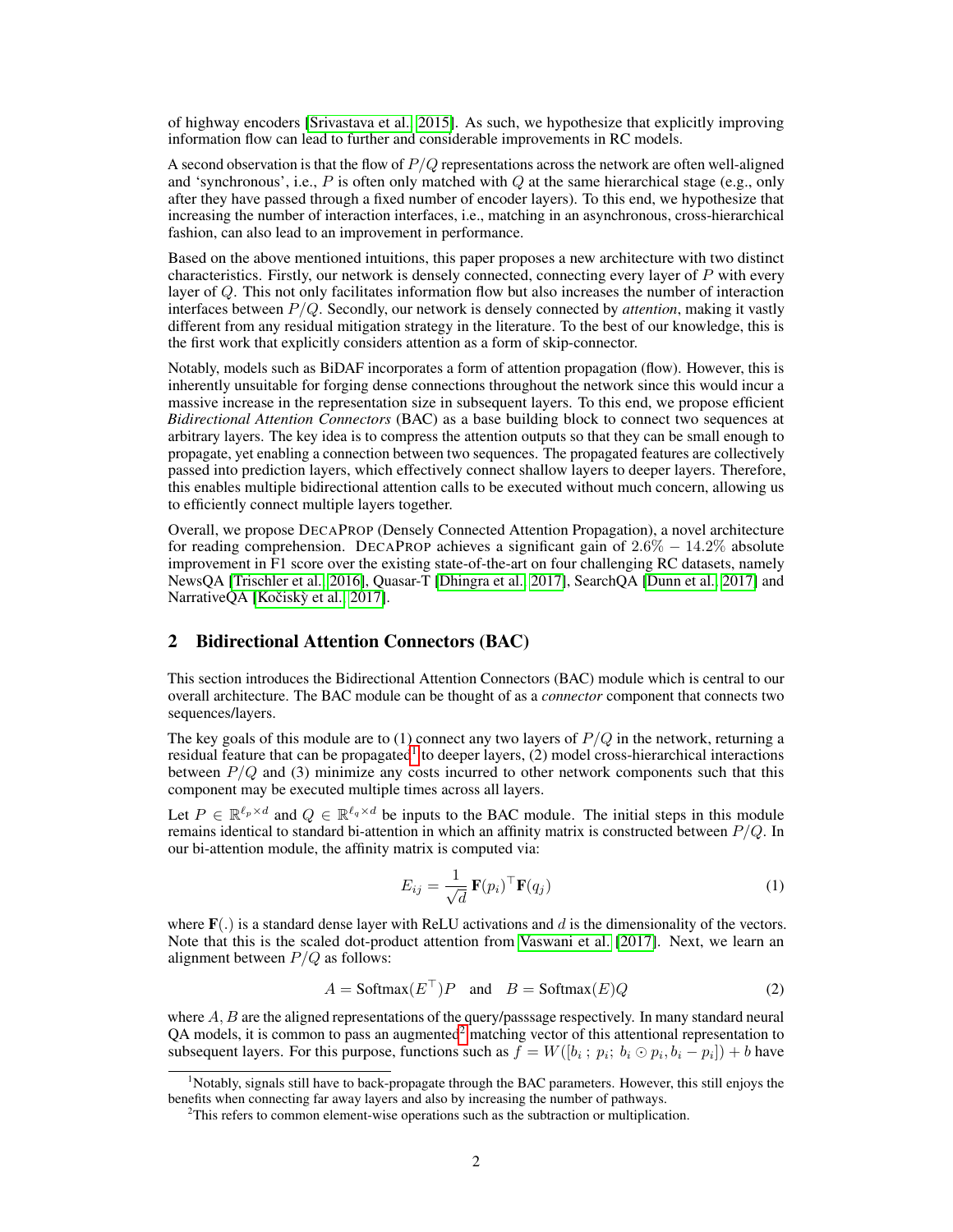of highway encoders [Srivastava et al., 2015]. As such, we hypothesize that explicitly improving information flow can lead to further and considerable improvements in RC models.

A second observation is that the flow of $P/Q$ representations across the network are often well-aligned and 'synchronous', i.e., $P$ is often only matched with $Q$ at the same hierarchical stage (e.g., only after they have passed through a fixed number of encoder layers). To this end, we hypothesize that increasing the number of interaction interfaces, i.e., matching in an asynchronous, cross-hierarchical fashion, can also lead to an improvement in performance.

Based on the above mentioned intuitions, this paper proposes a new architecture with two distinct characteristics. Firstly, our network is densely connected, connecting every layer of $P$ with every layer of $Q$. This not only facilitates information flow but also increases the number of interaction interfaces between $P/Q$. Secondly, our network is densely connected by *attention*, making it vastly different from any residual mitigation strategy in the literature. To the best of our knowledge, this is the first work that explicitly considers attention as a form of skip-connector.

Notably, models such as BiDAF incorporates a form of attention propagation (flow). However, this is inherently unsuitable for forging dense connections throughout the network since this would incur a massive increase in the representation size in subsequent layers. To this end, we propose efficient *Bidirectional Attention Connectors* (BAC) as a base building block to connect two sequences at arbitrary layers. The key idea is to compress the attention outputs so that they can be small enough to propagate, yet enabling a connection between two sequences. The propagated features are collectively passed into prediction layers, which effectively connect shallow layers to deeper layers. Therefore, this enables multiple bidirectional attention calls to be executed without much concern, allowing us to efficiently connect multiple layers together.

Overall, we propose DECAPROP (Densely Connected Attention Propagation), a novel architecture for reading comprehension. DECAPROP achieves a significant gain of $2.6\% - 14.2\%$ absolute improvement in F1 score over the existing state-of-the-art on four challenging RC datasets, namely NewsQA [Trischler et al., 2016], Quasar-T [Dhingra et al., 2017], SearchQA [Dunn et al., 2017] and NarrativeQA [Kočiský et al., 2017].

## 2 Bidirectional Attention Connectors (BAC)

This section introduces the Bidirectional Attention Connectors (BAC) module which is central to our overall architecture. The BAC module can be thought of as a *connector* component that connects two sequences/layers.

The key goals of this module are to (1) connect any two layers of $P/Q$ in the network, returning a residual feature that can be propagated[1] to deeper layers, (2) model cross-hierarchical interactions between $P/Q$ and (3) minimize any costs incurred to other network components such that this component may be executed multiple times across all layers.

Let $P \in \mathbb{R}^{\ell_p \times d}$ and $Q \in \mathbb{R}^{\ell_q \times d}$ be inputs to the BAC module. The initial steps in this module remains identical to standard bi-attention in which an affinity matrix is constructed between $P/Q$. In our bi-attention module, the affinity matrix is computed via:

$$E_{ij} = \frac{1}{\sqrt{d}}\,\mathbf{F}(p_i)^\top \mathbf{F}(q_j) \tag{1}$$

where $\mathbf{F}(.)$ is a standard dense layer with ReLU activations and $d$ is the dimensionality of the vectors. Note that this is the scaled dot-product attention from Vaswani et al. [2017]. Next, we learn an alignment between $P/Q$ as follows:

$$A = \text{Softmax}(E^\top)P \quad \text{and} \quad B = \text{Softmax}(E)Q \tag{2}$$

where $A, B$ are the aligned representations of the query/passsage respectively. In many standard neural QA models, it is common to pass an augmented[2] matching vector of this attentional representation to subsequent layers. For this purpose, functions such as $f = W([b_i \,;\, p_i;\, b_i \odot p_i, b_i - p_i]) + b$ have

[1] Notably, signals still have to back-propagate through the BAC parameters. However, this still enjoys the benefits when connecting far away layers and also by increasing the number of pathways.

[2] This refers to common element-wise operations such as the subtraction or multiplication.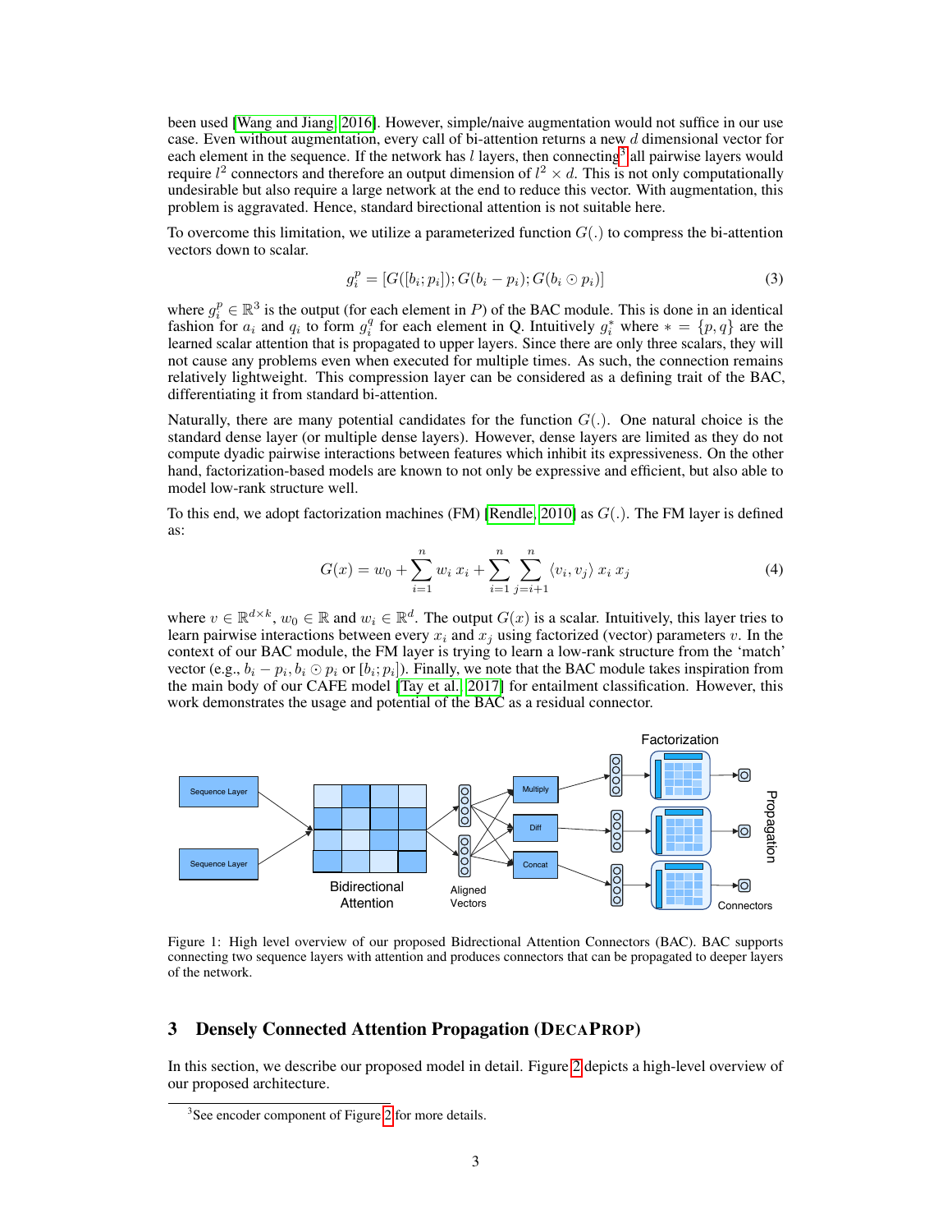been used [Wang and Jiang, 2016]. However, simple/naive augmentation would not suffice in our use case. Even without augmentation, every call of bi-attention returns a new $d$ dimensional vector for each element in the sequence. If the network has $l$ layers, then connecting[3] all pairwise layers would require $l^2$ connectors and therefore an output dimension of $l^2 \times d$. This is not only computationally undesirable but also require a large network at the end to reduce this vector. With augmentation, this problem is aggravated. Hence, standard birectional attention is not suitable here.

To overcome this limitation, we utilize a parameterized function $G(.)$ to compress the bi-attention vectors down to scalar.

$$g_i^p = [G([b_i; p_i]); G(b_i - p_i); G(b_i \odot p_i)] \tag{3}$$

where $g_i^p \in \mathbb{R}^3$ is the output (for each element in $P$) of the BAC module. This is done in an identical fashion for $a_i$ and $q_i$ to form $g_i^q$ for each element in Q. Intuitively $g_i^*$ where $* = \{p, q\}$ are the learned scalar attention that is propagated to upper layers. Since there are only three scalars, they will not cause any problems even when executed for multiple times. As such, the connection remains relatively lightweight. This compression layer can be considered as a defining trait of the BAC, differentiating it from standard bi-attention.

Naturally, there are many potential candidates for the function $G(.)$. One natural choice is the standard dense layer (or multiple dense layers). However, dense layers are limited as they do not compute dyadic pairwise interactions between features which inhibit its expressiveness. On the other hand, factorization-based models are known to not only be expressive and efficient, but also able to model low-rank structure well.

To this end, we adopt factorization machines (FM) [Rendle, 2010] as $G(.)$. The FM layer is defined as:

$$G(x) = w_0 + \sum_{i=1}^{n} w_i \, x_i + \sum_{i=1}^{n} \sum_{j=i+1}^{n} \langle v_i, v_j \rangle \, x_i \, x_j \tag{4}$$

where $v \in \mathbb{R}^{d \times k}$, $w_0 \in \mathbb{R}$ and $w_i \in \mathbb{R}^d$. The output $G(x)$ is a scalar. Intuitively, this layer tries to learn pairwise interactions between every $x_i$ and $x_j$ using factorized (vector) parameters $v$. In the context of our BAC module, the FM layer is trying to learn a low-rank structure from the 'match' vector (e.g., $b_i - p_i, b_i \odot p_i$ or $[b_i; p_i]$). Finally, we note that the BAC module takes inspiration from the main body of our CAFE model [Tay et al., 2017] for entailment classification. However, this work demonstrates the usage and potential of the BAC as a residual connector.

Figure 1: High level overview of our proposed Bidirectional Attention Connectors (BAC). BAC supports connecting two sequence layers with attention and produces connectors that can be propagated to deeper layers of the network.

## 3 Densely Connected Attention Propagation (DECAPROP)

In this section, we describe our proposed model in detail. Figure 2 depicts a high-level overview of our proposed architecture.

[3] See encoder component of Figure 2 for more details.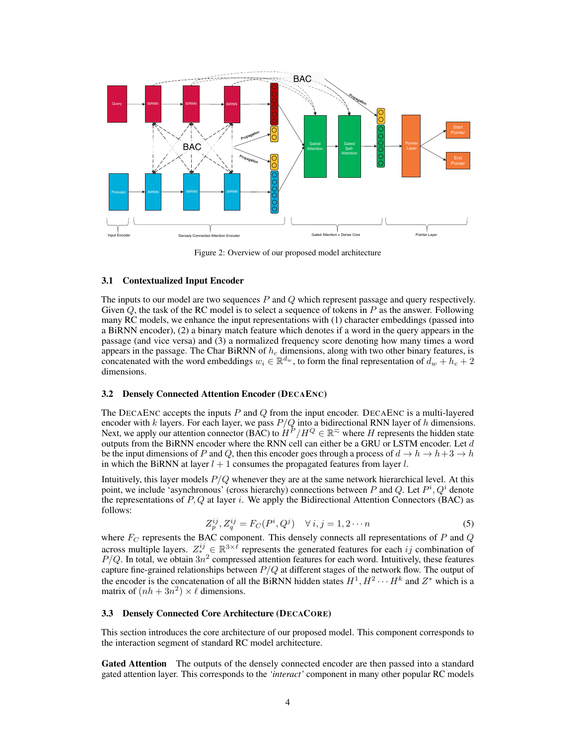Figure 2: Overview of our proposed model architecture

### 3.1 Contextualized Input Encoder

The inputs to our model are two sequences $P$ and $Q$ which represent passage and query respectively. Given $Q$, the task of the RC model is to select a sequence of tokens in $P$ as the answer. Following many RC models, we enhance the input representations with (1) character embeddings (passed into a BiRNN encoder), (2) a binary match feature which denotes if a word in the query appears in the passage (and vice versa) and (3) a normalized frequency score denoting how many times a word appears in the passage. The Char BiRNN of $h_c$ dimensions, along with two other binary features, is concatenated with the word embeddings $w_i \in \mathbb{R}^{d_w}$, to form the final representation of $d_w + h_c + 2$ dimensions.

### 3.2 Densely Connected Attention Encoder (DecaEnc)

The DecaEnc accepts the inputs $P$ and $Q$ from the input encoder. DecaEnc is a multi-layered encoder with $k$ layers. For each layer, we pass $P/Q$ into a bidirectional RNN layer of $h$ dimensions. Next, we apply our attention connector (BAC) to $H^P/H^Q \in \mathbb{R}^{\ell}$ where $H$ represents the hidden state outputs from the BiRNN encoder where the RNN cell can either be a GRU or LSTM encoder. Let $d$ be the input dimensions of $P$ and $Q$, then this encoder goes through a process of $d \rightarrow h \rightarrow h+3 \rightarrow h$ in which the BiRNN at layer $l+1$ consumes the propagated features from layer $l$.

Intuitively, this layer models $P/Q$ whenever they are at the same network hierarchical level. At this point, we include 'asynchronous' (cross hierarchy) connections between $P$ and $Q$. Let $P^i, Q^i$ denote the representations of $P, Q$ at layer $i$. We apply the Bidirectional Attention Connectors (BAC) as follows:

$$Z_p^{ij}, Z_q^{ij} = F_C(P^i, Q^j) \quad \forall \, i, j = 1, 2 \cdots n \tag{5}$$

where $F_C$ represents the BAC component. This densely connects all representations of $P$ and $Q$ across multiple layers. $Z_*^{ij} \in \mathbb{R}^{3 \times \ell}$ represents the generated features for each $ij$ combination of $P/Q$. In total, we obtain $3n^2$ compressed attention features for each word. Intuitively, these features capture fine-grained relationships between $P/Q$ at different stages of the network flow. The output of the encoder is the concatenation of all the BiRNN hidden states $H^1, H^2 \cdots H^k$ and $Z^*$ which is a matrix of $(nh + 3n^2) \times \ell$ dimensions.

### 3.3 Densely Connected Core Architecture (DecaCore)

This section introduces the core architecture of our proposed model. This component corresponds to the interaction segment of standard RC model architecture.

**Gated Attention** The outputs of the densely connected encoder are then passed into a standard gated attention layer. This corresponds to the *'interact'* component in many other popular RC models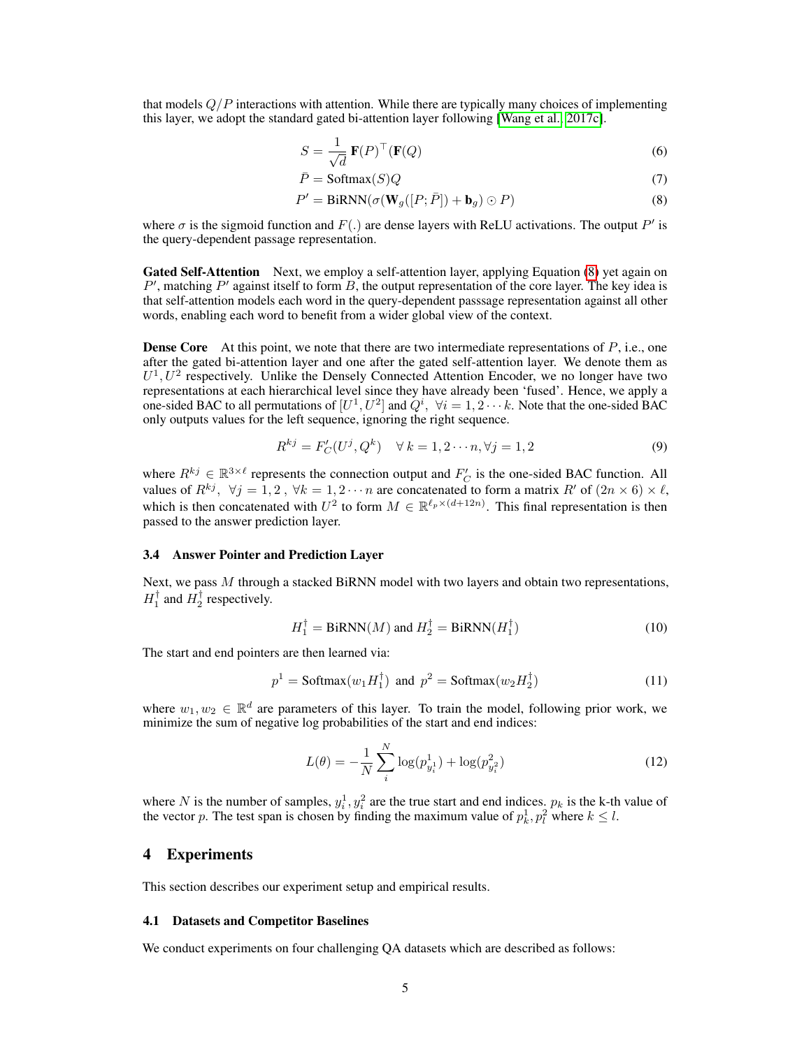that models $Q/P$ interactions with attention. While there are typically many choices of implementing this layer, we adopt the standard gated bi-attention layer following [Wang et al., 2017c].

$$S = \frac{1}{\sqrt{d}}\,\mathbf{F}(P)^{\top}(\mathbf{F}(Q)) \tag{6}$$

$$\bar{P} = \text{Softmax}(S)Q \tag{7}$$

$$P' = \text{BiRNN}(\sigma(\mathbf{W}_g([P;\bar{P}]) + \mathbf{b}_g) \odot P) \tag{8}$$

where $\sigma$ is the sigmoid function and $F(.)$ are dense layers with ReLU activations. The output $P'$ is the query-dependent passage representation.

**Gated Self-Attention** Next, we employ a self-attention layer, applying Equation (8) yet again on $P'$, matching $P'$ against itself to form $B$, the output representation of the core layer. The key idea is that self-attention models each word in the query-dependent passsage representation against all other words, enabling each word to benefit from a wider global view of the context.

**Dense Core** At this point, we note that there are two intermediate representations of $P$, i.e., one after the gated bi-attention layer and one after the gated self-attention layer. We denote them as $U^1, U^2$ respectively. Unlike the Densely Connected Attention Encoder, we no longer have two representations at each hierarchical level since they have already been 'fused'. Hence, we apply a one-sided BAC to all permutations of $[U^1, U^2]$ and $Q^i$, $\forall i = 1, 2 \cdots k$. Note that the one-sided BAC only outputs values for the left sequence, ignoring the right sequence.

$$R^{kj} = F'_C(U^j, Q^k) \quad \forall\, k = 1, 2 \cdots n, \forall j = 1, 2 \tag{9}$$

where $R^{kj} \in \mathbb{R}^{3 \times \ell}$ represents the connection output and $F'_C$ is the one-sided BAC function. All values of $R^{kj}$, $\forall j = 1, 2$ , $\forall k = 1, 2 \cdots n$ are concatenated to form a matrix $R'$ of $(2n \times 6) \times \ell$, which is then concatenated with $U^2$ to form $M \in \mathbb{R}^{\ell_p \times (d+12n)}$. This final representation is then passed to the answer prediction layer.

### 3.4 Answer Pointer and Prediction Layer

Next, we pass $M$ through a stacked BiRNN model with two layers and obtain two representations, $H_1^{\dagger}$ and $H_2^{\dagger}$ respectively.

$$H_1^{\dagger} = \text{BiRNN}(M) \text{ and } H_2^{\dagger} = \text{BiRNN}(H_1^{\dagger}) \tag{10}$$

The start and end pointers are then learned via:

$$p^1 = \text{Softmax}(w_1 H_1^{\dagger}) \text{ and } p^2 = \text{Softmax}(w_2 H_2^{\dagger}) \tag{11}$$

where $w_1, w_2 \in \mathbb{R}^d$ are parameters of this layer. To train the model, following prior work, we minimize the sum of negative log probabilities of the start and end indices:

$$L(\theta) = -\frac{1}{N}\sum_{i}^{N} \log(p^1_{y_i^1}) + \log(p^2_{y_i^2}) \tag{12}$$

where $N$ is the number of samples, $y_i^1, y_i^2$ are the true start and end indices. $p_k$ is the k-th value of the vector $p$. The test span is chosen by finding the maximum value of $p_k^1, p_l^2$ where $k \leq l$.

## 4 Experiments

This section describes our experiment setup and empirical results.

### 4.1 Datasets and Competitor Baselines

We conduct experiments on four challenging QA datasets which are described as follows: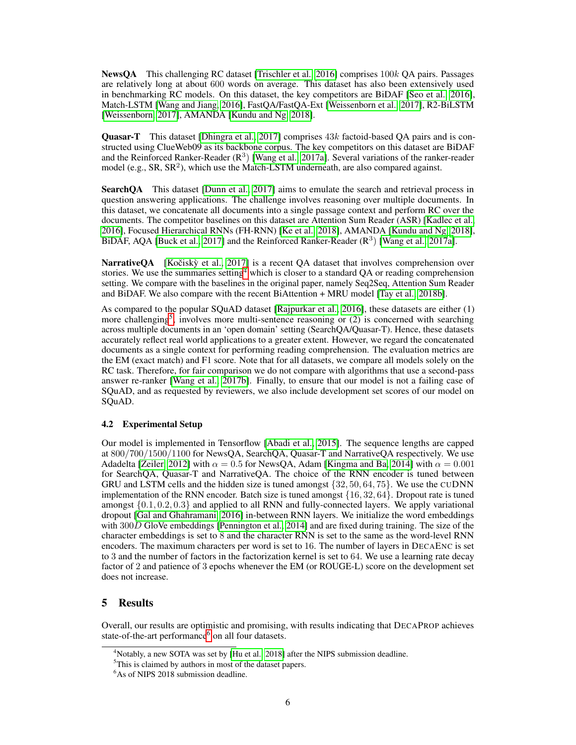**NewsQA** This challenging RC dataset [Trischler et al., 2016] comprises $100k$ QA pairs. Passages are relatively long at about 600 words on average. This dataset has also been extensively used in benchmarking RC models. On this dataset, the key competitors are BiDAF [Seo et al., 2016], Match-LSTM [Wang and Jiang, 2016], FastQA/FastQA-Ext [Weissenborn et al., 2017], R2-BiLSTM [Weissenborn, 2017], AMANDA [Kundu and Ng, 2018].

**Quasar-T** This dataset [Dhingra et al., 2017] comprises $43k$ factoid-based QA pairs and is constructed using ClueWeb09 as its backbone corpus. The key competitors on this dataset are BiDAF and the Reinforced Ranker-Reader ($R^3$) [Wang et al., 2017a]. Several variations of the ranker-reader model (e.g., SR, $SR^2$), which use the Match-LSTM underneath, are also compared against.

**SearchQA** This dataset [Dunn et al., 2017] aims to emulate the search and retrieval process in question answering applications. The challenge involves reasoning over multiple documents. In this dataset, we concatenate all documents into a single passage context and perform RC over the documents. The competitor baselines on this dataset are Attention Sum Reader (ASR) [Kadlec et al., 2016], Focused Hierarchical RNNs (FH-RNN) [Ke et al., 2018], AMANDA [Kundu and Ng, 2018], BiDAF, AQA [Buck et al., 2017] and the Reinforced Ranker-Reader ($R^3$) [Wang et al., 2017a].

**NarrativeQA** [Kočiský et al., 2017] is a recent QA dataset that involves comprehension over stories. We use the summaries setting[4] which is closer to a standard QA or reading comprehension setting. We compare with the baselines in the original paper, namely Seq2Seq, Attention Sum Reader and BiDAF. We also compare with the recent BiAttention + MRU model [Tay et al., 2018b].

As compared to the popular SQuAD dataset [Rajpurkar et al., 2016], these datasets are either (1) more challenging[5], involves more multi-sentence reasoning or (2) is concerned with searching across multiple documents in an 'open domain' setting (SearchQA/Quasar-T). Hence, these datasets accurately reflect real world applications to a greater extent. However, we regard the concatenated documents as a single context for performing reading comprehension. The evaluation metrics are the EM (exact match) and F1 score. Note that for all datasets, we compare all models solely on the RC task. Therefore, for fair comparison we do not compare with algorithms that use a second-pass answer re-ranker [Wang et al., 2017b]. Finally, to ensure that our model is not a failing case of SQuAD, and as requested by reviewers, we also include development set scores of our model on SQuAD.

### 4.2 Experimental Setup

Our model is implemented in Tensorflow [Abadi et al., 2015]. The sequence lengths are capped at $800/700/1500/1100$ for NewsQA, SearchQA, Quasar-T and NarrativeQA respectively. We use Adadelta [Zeiler, 2012] with $\alpha = 0.5$ for NewsQA, Adam [Kingma and Ba, 2014] with $\alpha = 0.001$ for SearchQA, Quasar-T and NarrativeQA. The choice of the RNN encoder is tuned between GRU and LSTM cells and the hidden size is tuned amongst $\{32, 50, 64, 75\}$. We use the CUDNN implementation of the RNN encoder. Batch size is tuned amongst $\{16, 32, 64\}$. Dropout rate is tuned amongst $\{0.1, 0.2, 0.3\}$ and applied to all RNN and fully-connected layers. We apply variational dropout [Gal and Ghahramani, 2016] in-between RNN layers. We initialize the word embeddings with $300D$ GloVe embeddings [Pennington et al., 2014] and are fixed during training. The size of the character embeddings is set to 8 and the character RNN is set to the same as the word-level RNN encoders. The maximum characters per word is set to 16. The number of layers in DecaEnc is set to 3 and the number of factors in the factorization kernel is set to 64. We use a learning rate decay factor of 2 and patience of 3 epochs whenever the EM (or ROUGE-L) score on the development set does not increase.

## 5 Results

Overall, our results are optimistic and promising, with results indicating that DecaProp achieves state-of-the-art performance[6] on all four datasets.

[4] Notably, a new SOTA was set by [Hu et al., 2018] after the NIPS submission deadline.

[5] This is claimed by authors in most of the dataset papers.

[6] As of NIPS 2018 submission deadline.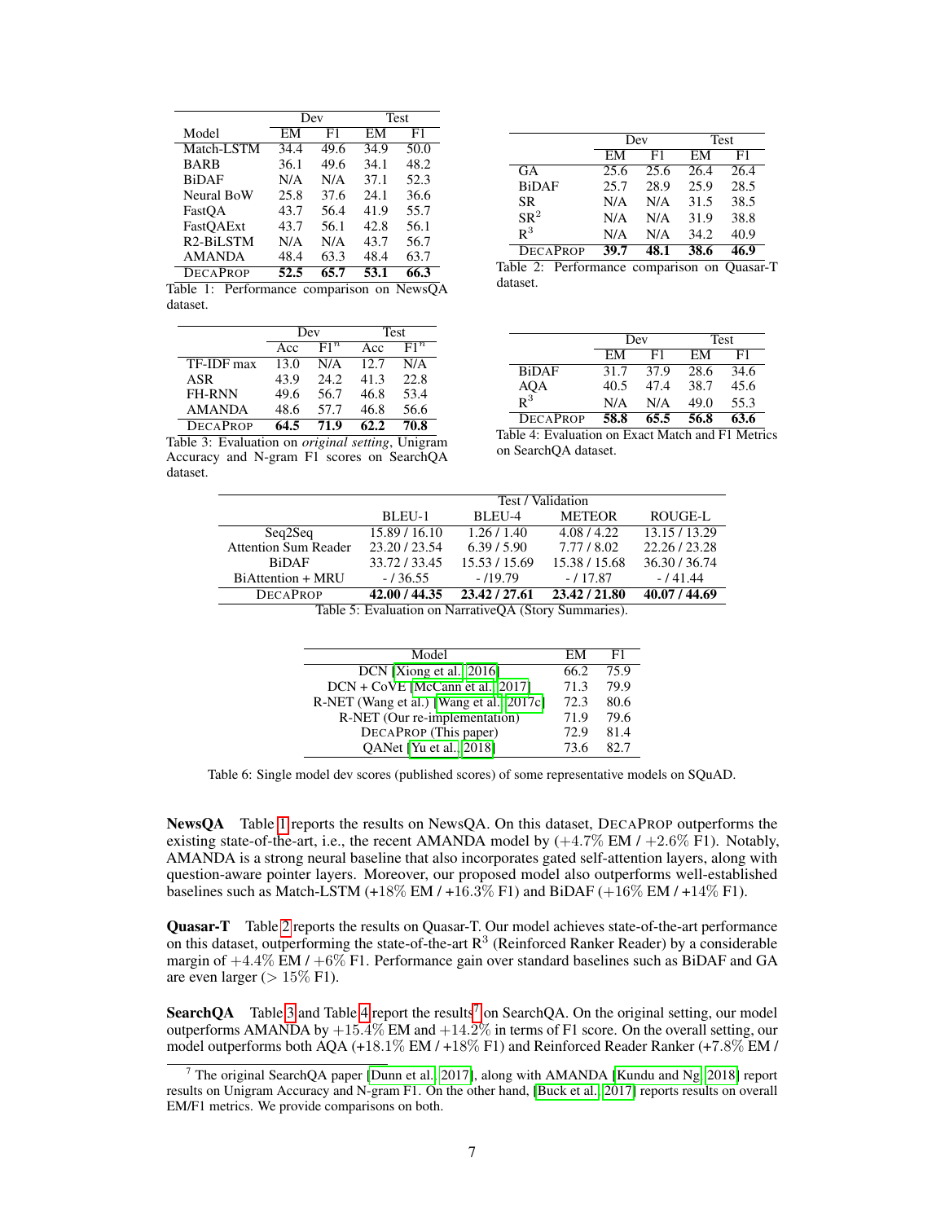| | Dev | | Test | |
|---|---|---|---|---|
| Model | EM | F1 | EM | F1 |
| Match-LSTM | 34.4 | 49.6 | 34.9 | 50.0 |
| BARB | 36.1 | 49.6 | 34.1 | 48.2 |
| BiDAF | N/A | N/A | 37.1 | 52.3 |
| Neural BoW | 25.8 | 37.6 | 24.1 | 36.6 |
| FastQA | 43.7 | 56.4 | 41.9 | 55.7 |
| FastQAExt | 43.7 | 56.1 | 42.8 | 56.1 |
| R2-BiLSTM | N/A | N/A | 43.7 | 56.7 |
| AMANDA | 48.4 | 63.3 | 48.4 | 63.7 |
| DECAPROP | **52.5** | **65.7** | **53.1** | **66.3** |

Table 1: Performance comparison on NewsQA dataset.

| | Dev | | Test | |
|---|---|---|---|---|
| | EM | F1 | EM | F1 |
| GA | 25.6 | 25.6 | 26.4 | 26.4 |
| BiDAF | 25.7 | 28.9 | 25.9 | 28.5 |
| SR | N/A | N/A | 31.5 | 38.5 |
| $SR^2$ | N/A | N/A | 31.9 | 38.8 |
| $R^3$ | N/A | N/A | 34.2 | 40.9 |
| DECAPROP | **39.7** | **48.1** | **38.6** | **46.9** |

Table 2: Performance comparison on Quasar-T dataset.

| | Dev | | Test | |
|---|---|---|---|---|
| | Acc | $F1^n$ | Acc | $F1^n$ |
| TF-IDF max | 13.0 | N/A | 12.7 | N/A |
| ASR | 43.9 | 24.2 | 41.3 | 22.8 |
| FH-RNN | 49.6 | 56.7 | 46.8 | 53.4 |
| AMANDA | 48.6 | 57.7 | 46.8 | 56.6 |
| DECAPROP | **64.5** | **71.9** | **62.2** | **70.8** |

Table 3: Evaluation on *original setting*, Unigram Accuracy and N-gram F1 scores on SearchQA dataset.

| | Dev | | Test | |
|---|---|---|---|---|
| | EM | F1 | EM | F1 |
| BiDAF | 31.7 | 37.9 | 28.6 | 34.6 |
| AQA | 40.5 | 47.4 | 38.7 | 45.6 |
| $R^3$ | N/A | N/A | 49.0 | 55.3 |
| DECAPROP | **58.8** | **65.5** | **56.8** | **63.6** |

Table 4: Evaluation on Exact Match and F1 Metrics on SearchQA dataset.

| | Test / Validation | | | |
|---|---|---|---|---|
| | BLEU-1 | BLEU-4 | METEOR | ROUGE-L |
| Seq2Seq | 15.89 / 16.10 | 1.26 / 1.40 | 4.08 / 4.22 | 13.15 / 13.29 |
| Attention Sum Reader | 23.20 / 23.54 | 6.39 / 5.90 | 7.77 / 8.02 | 22.26 / 23.28 |
| BiDAF | 33.72 / 33.45 | 15.53 / 15.69 | 15.38 / 15.68 | 36.30 / 36.74 |
| BiAttention + MRU | - / 36.55 | - /19.79 | - / 17.87 | - / 41.44 |
| DECAPROP | **42.00 / 44.35** | **23.42 / 27.61** | **23.42 / 21.80** | **40.07 / 44.69** |

Table 5: Evaluation on NarrativeQA (Story Summaries).

| Model | EM | F1 |
|---|---|---|
| DCN [Xiong et al., 2016] | 66.2 | 75.9 |
| DCN + CoVE [McCann et al., 2017] | 71.3 | 79.9 |
| R-NET (Wang et al.) [Wang et al., 2017c] | 72.3 | 80.6 |
| R-NET (Our re-implementation) | 71.9 | 79.6 |
| DECAPROP (This paper) | 72.9 | 81.4 |
| QANet [Yu et al., 2018] | 73.6 | 82.7 |

Table 6: Single model dev scores (published scores) of some representative models on SQuAD.

**NewsQA** Table 1 reports the results on NewsQA. On this dataset, DECAPROP outperforms the existing state-of-the-art, i.e., the recent AMANDA model by (+4.7% EM / +2.6% F1). Notably, AMANDA is a strong neural baseline that also incorporates gated self-attention layers, along with question-aware pointer layers. Moreover, our proposed model also outperforms well-established baselines such as Match-LSTM (+18% EM / +16.3% F1) and BiDAF (+16% EM / +14% F1).

**Quasar-T** Table 2 reports the results on Quasar-T. Our model achieves state-of-the-art performance on this dataset, outperforming the state-of-the-art $R^3$ (Reinforced Ranker Reader) by a considerable margin of +4.4% EM / +6% F1. Performance gain over standard baselines such as BiDAF and GA are even larger (> 15% F1).

**SearchQA** Table 3 and Table 4 report the results[7] on SearchQA. On the original setting, our model outperforms AMANDA by +15.4% EM and +14.2% in terms of F1 score. On the overall setting, our model outperforms both AQA (+18.1% EM / +18% F1) and Reinforced Reader Ranker (+7.8% EM /

[7] The original SearchQA paper [Dunn et al., 2017], along with AMANDA [Kundu and Ng, 2018] report results on Unigram Accuracy and N-gram F1. On the other hand, [Buck et al., 2017] reports results on overall EM/F1 metrics. We provide comparisons on both.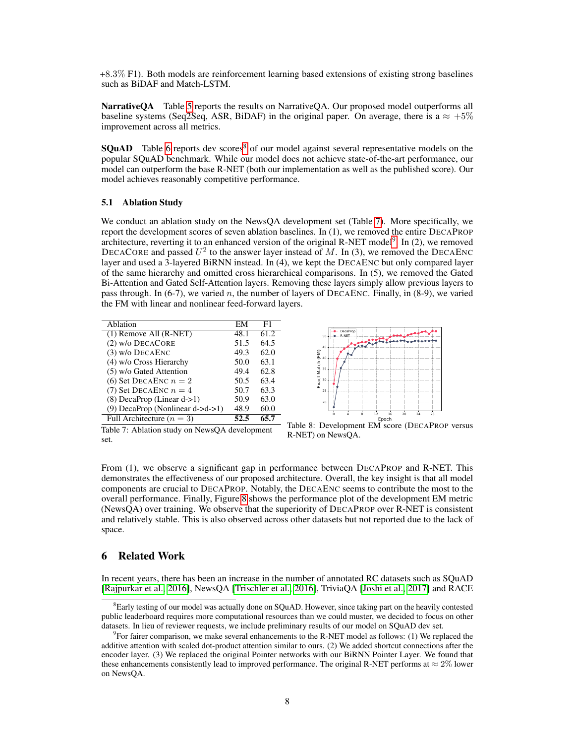+8.3% F1). Both models are reinforcement learning based extensions of existing strong baselines such as BiDAF and Match-LSTM.

**NarrativeQA** Table 5 reports the results on NarrativeQA. Our proposed model outperforms all baseline systems (Seq2Seq, ASR, BiDAF) in the original paper. On average, there is a $\approx +5\%$ improvement across all metrics.

**SQuAD** Table 6 reports dev scores[8] of our model against several representative models on the popular SQuAD benchmark. While our model does not achieve state-of-the-art performance, our model can outperform the base R-NET (both our implementation as well as the published score). Our model achieves reasonably competitive performance.

### 5.1 Ablation Study

We conduct an ablation study on the NewsQA development set (Table 7). More specifically, we report the development scores of seven ablation baselines. In (1), we removed the entire DecaProp architecture, reverting it to an enhanced version of the original R-NET model[9]. In (2), we removed DecaCore and passed $U^2$ to the answer layer instead of $M$. In (3), we removed the DecaEnc layer and used a 3-layered BiRNN instead. In (4), we kept the DecaEnc but only compared layer of the same hierarchy and omitted cross hierarchical comparisons. In (5), we removed the Gated Bi-Attention and Gated Self-Attention layers. Removing these layers simply allow previous layers to pass through. In (6-7), we varied $n$, the number of layers of DecaEnc. Finally, in (8-9), we varied the FM with linear and nonlinear feed-forward layers.

| Ablation | EM | F1 |
|---|---|---|
| (1) Remove All (R-NET) | 48.1 | 61.2 |
| (2) w/o DecaCore | 51.5 | 64.5 |
| (3) w/o DecaEnc | 49.3 | 62.0 |
| (4) w/o Cross Hierarchy | 50.0 | 63.1 |
| (5) w/o Gated Attention | 49.4 | 62.8 |
| (6) Set DecaEnc $n = 2$ | 50.5 | 63.4 |
| (7) Set DecaEnc $n = 4$ | 50.7 | 63.3 |
| (8) DecaProp (Linear d->1) | 50.9 | 63.0 |
| (9) DecaProp (Nonlinear d->d->1) | 48.9 | 60.0 |
| Full Architecture ($n = 3$) | **52.5** | **65.7** |

Table 7: Ablation study on NewsQA development set.

Table 8: Development EM score (DecaProp versus R-NET) on NewsQA.

From (1), we observe a significant gap in performance between DecaProp and R-NET. This demonstrates the effectiveness of our proposed architecture. Overall, the key insight is that all model components are crucial to DecaProp. Notably, the DecaEnc seems to contribute the most to the overall performance. Finally, Figure 8 shows the performance plot of the development EM metric (NewsQA) over training. We observe that the superiority of DecaProp over R-NET is consistent and relatively stable. This is also observed across other datasets but not reported due to the lack of space.

## 6 Related Work

In recent years, there has been an increase in the number of annotated RC datasets such as SQuAD [Rajpurkar et al., 2016], NewsQA [Trischler et al., 2016], TriviaQA [Joshi et al., 2017] and RACE

[8] Early testing of our model was actually done on SQuAD. However, since taking part on the heavily contested public leaderboard requires more computational resources than we could muster, we decided to focus on other datasets. In lieu of reviewer requests, we include preliminary results of our model on SQuAD dev set.

[9] For fairer comparison, we make several enhancements to the R-NET model as follows: (1) We replaced the additive attention with scaled dot-product attention similar to ours. (2) We added shortcut connections after the encoder layer. (3) We replaced the original Pointer networks with our BiRNN Pointer Layer. We found that these enhancements consistently lead to improved performance. The original R-NET performs at $\approx 2\%$ lower on NewsQA.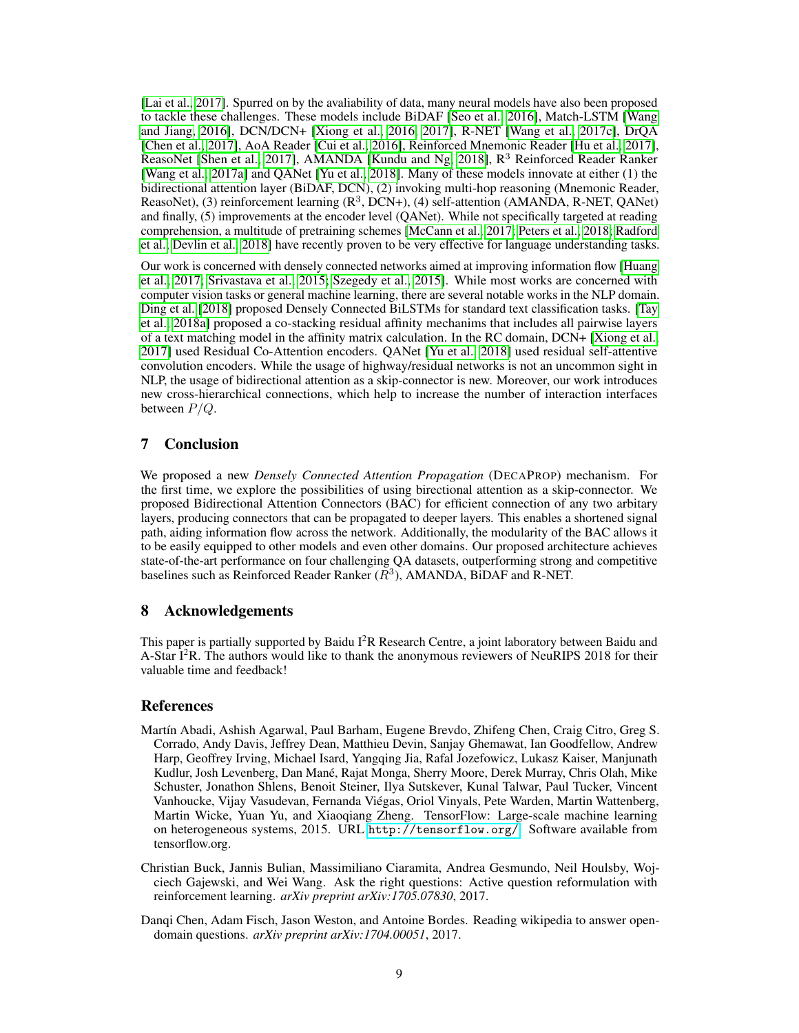[Lai et al., 2017]. Spurred on by the avaliability of data, many neural models have also been proposed to tackle these challenges. These models include BiDAF [Seo et al., 2016], Match-LSTM [Wang and Jiang, 2016], DCN/DCN+ [Xiong et al., 2016, 2017], R-NET [Wang et al., 2017c], DrQA [Chen et al., 2017], AoA Reader [Cui et al., 2016], Reinforced Mnemonic Reader [Hu et al., 2017], ReasoNet [Shen et al., 2017], AMANDA [Kundu and Ng, 2018], $R^3$ Reinforced Reader Ranker [Wang et al., 2017a] and QANet [Yu et al., 2018]. Many of these models innovate at either (1) the bidirectional attention layer (BiDAF, DCN), (2) invoking multi-hop reasoning (Mnemonic Reader, ReasoNet), (3) reinforcement learning ($R^3$, DCN+), (4) self-attention (AMANDA, R-NET, QANet) and finally, (5) improvements at the encoder level (QANet). While not specifically targeted at reading comprehension, a multitude of pretraining schemes [McCann et al., 2017; Peters et al., 2018; Radford et al.; Devlin et al., 2018] have recently proven to be very effective for language understanding tasks.

Our work is concerned with densely connected networks aimed at improving information flow [Huang et al., 2017; Srivastava et al., 2015; Szegedy et al., 2015]. While most works are concerned with computer vision tasks or general machine learning, there are several notable works in the NLP domain. Ding et al. [2018] proposed Densely Connected BiLSTMs for standard text classification tasks. [Tay et al., 2018a] proposed a co-stacking residual affinity mechanims that includes all pairwise layers of a text matching model in the affinity matrix calculation. In the RC domain, DCN+ [Xiong et al., 2017] used Residual Co-Attention encoders. QANet [Yu et al., 2018] used residual self-attentive convolution encoders. While the usage of highway/residual networks is not an uncommon sight in NLP, the usage of bidirectional attention as a skip-connector is new. Moreover, our work introduces new cross-hierarchical connections, which help to increase the number of interaction interfaces between $P/Q$.

## 7 Conclusion

We proposed a new *Densely Connected Attention Propagation* (DecaProp) mechanism. For the first time, we explore the possibilities of using birectional attention as a skip-connector. We proposed Bidirectional Attention Connectors (BAC) for efficient connection of any two arbitary layers, producing connectors that can be propagated to deeper layers. This enables a shortened signal path, aiding information flow across the network. Additionally, the modularity of the BAC allows it to be easily equipped to other models and even other domains. Our proposed architecture achieves state-of-the-art performance on four challenging QA datasets, outperforming strong and competitive baselines such as Reinforced Reader Ranker ($R^3$), AMANDA, BiDAF and R-NET.

## 8 Acknowledgements

This paper is partially supported by Baidu I$^2$R Research Centre, a joint laboratory between Baidu and A-Star I$^2$R. The authors would like to thank the anonymous reviewers of NeuRIPS 2018 for their valuable time and feedback!

## References

Martín Abadi, Ashish Agarwal, Paul Barham, Eugene Brevdo, Zhifeng Chen, Craig Citro, Greg S. Corrado, Andy Davis, Jeffrey Dean, Matthieu Devin, Sanjay Ghemawat, Ian Goodfellow, Andrew Harp, Geoffrey Irving, Michael Isard, Yangqing Jia, Rafal Jozefowicz, Lukasz Kaiser, Manjunath Kudlur, Josh Levenberg, Dan Mané, Rajat Monga, Sherry Moore, Derek Murray, Chris Olah, Mike Schuster, Jonathon Shlens, Benoit Steiner, Ilya Sutskever, Kunal Talwar, Paul Tucker, Vincent Vanhoucke, Vijay Vasudevan, Fernanda Viégas, Oriol Vinyals, Pete Warden, Martin Wattenberg, Martin Wicke, Yuan Yu, and Xiaoqiang Zheng. TensorFlow: Large-scale machine learning on heterogeneous systems, 2015. URL http://tensorflow.org/. Software available from tensorflow.org.

Christian Buck, Jannis Bulian, Massimiliano Ciaramita, Andrea Gesmundo, Neil Houlsby, Wojciech Gajewski, and Wei Wang. Ask the right questions: Active question reformulation with reinforcement learning. *arXiv preprint arXiv:1705.07830*, 2017.

Danqi Chen, Adam Fisch, Jason Weston, and Antoine Bordes. Reading wikipedia to answer open-domain questions. *arXiv preprint arXiv:1704.00051*, 2017.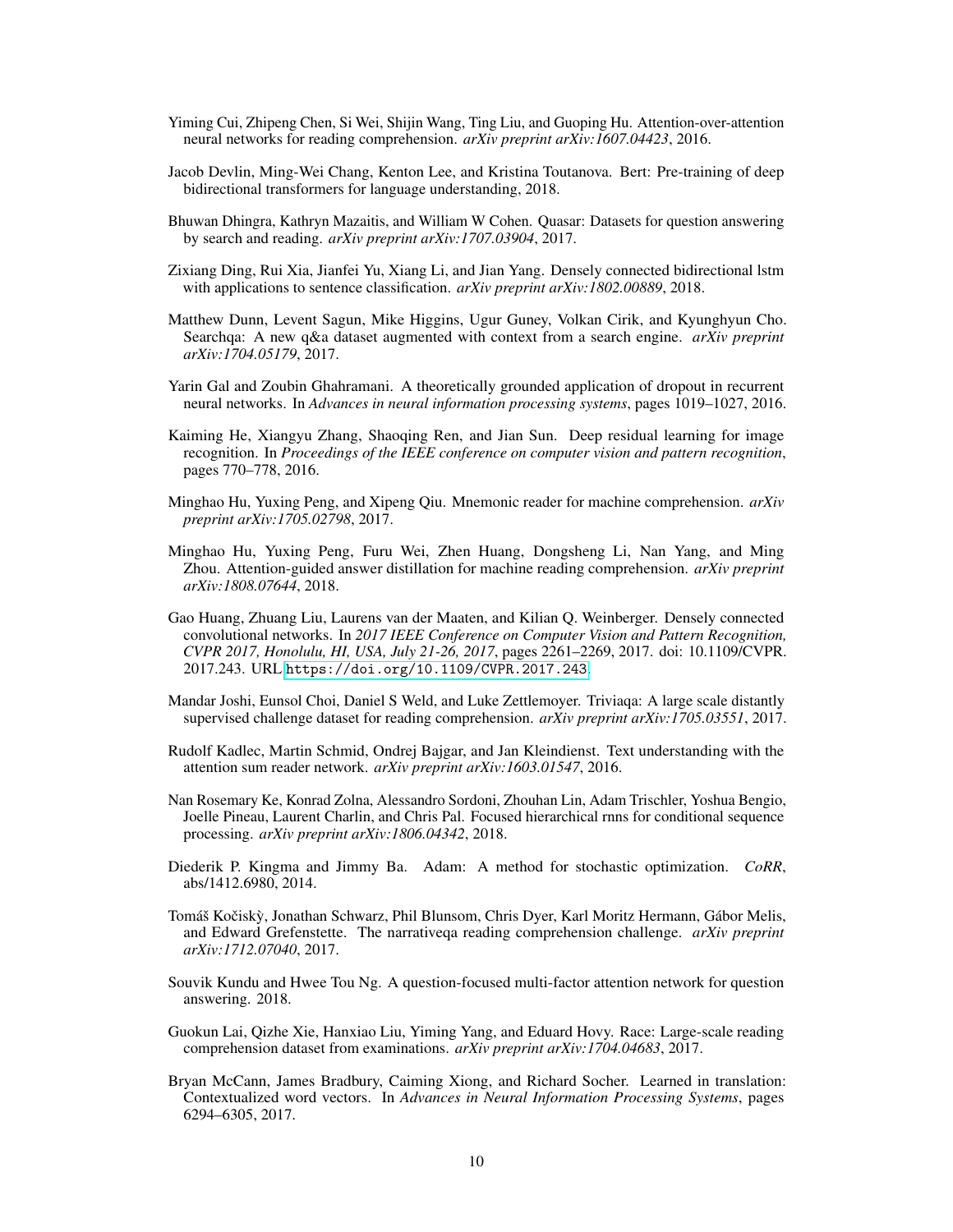Yiming Cui, Zhipeng Chen, Si Wei, Shijin Wang, Ting Liu, and Guoping Hu. Attention-over-attention neural networks for reading comprehension. *arXiv preprint arXiv:1607.04423*, 2016.

Jacob Devlin, Ming-Wei Chang, Kenton Lee, and Kristina Toutanova. Bert: Pre-training of deep bidirectional transformers for language understanding, 2018.

Bhuwan Dhingra, Kathryn Mazaitis, and William W Cohen. Quasar: Datasets for question answering by search and reading. *arXiv preprint arXiv:1707.03904*, 2017.

Zixiang Ding, Rui Xia, Jianfei Yu, Xiang Li, and Jian Yang. Densely connected bidirectional lstm with applications to sentence classification. *arXiv preprint arXiv:1802.00889*, 2018.

Matthew Dunn, Levent Sagun, Mike Higgins, Ugur Guney, Volkan Cirik, and Kyunghyun Cho. Searchqa: A new q&a dataset augmented with context from a search engine. *arXiv preprint arXiv:1704.05179*, 2017.

Yarin Gal and Zoubin Ghahramani. A theoretically grounded application of dropout in recurrent neural networks. In *Advances in neural information processing systems*, pages 1019–1027, 2016.

Kaiming He, Xiangyu Zhang, Shaoqing Ren, and Jian Sun. Deep residual learning for image recognition. In *Proceedings of the IEEE conference on computer vision and pattern recognition*, pages 770–778, 2016.

Minghao Hu, Yuxing Peng, and Xipeng Qiu. Mnemonic reader for machine comprehension. *arXiv preprint arXiv:1705.02798*, 2017.

Minghao Hu, Yuxing Peng, Furu Wei, Zhen Huang, Dongsheng Li, Nan Yang, and Ming Zhou. Attention-guided answer distillation for machine reading comprehension. *arXiv preprint arXiv:1808.07644*, 2018.

Gao Huang, Zhuang Liu, Laurens van der Maaten, and Kilian Q. Weinberger. Densely connected convolutional networks. In *2017 IEEE Conference on Computer Vision and Pattern Recognition, CVPR 2017, Honolulu, HI, USA, July 21-26, 2017*, pages 2261–2269, 2017. doi: 10.1109/CVPR.2017.243. URL https://doi.org/10.1109/CVPR.2017.243.

Mandar Joshi, Eunsol Choi, Daniel S Weld, and Luke Zettlemoyer. Triviaqa: A large scale distantly supervised challenge dataset for reading comprehension. *arXiv preprint arXiv:1705.03551*, 2017.

Rudolf Kadlec, Martin Schmid, Ondrej Bajgar, and Jan Kleindienst. Text understanding with the attention sum reader network. *arXiv preprint arXiv:1603.01547*, 2016.

Nan Rosemary Ke, Konrad Zolna, Alessandro Sordoni, Zhouhan Lin, Adam Trischler, Yoshua Bengio, Joelle Pineau, Laurent Charlin, and Chris Pal. Focused hierarchical rnns for conditional sequence processing. *arXiv preprint arXiv:1806.04342*, 2018.

Diederik P. Kingma and Jimmy Ba. Adam: A method for stochastic optimization. *CoRR*, abs/1412.6980, 2014.

Tomáš Kočiskỳ, Jonathan Schwarz, Phil Blunsom, Chris Dyer, Karl Moritz Hermann, Gábor Melis, and Edward Grefenstette. The narrativeqa reading comprehension challenge. *arXiv preprint arXiv:1712.07040*, 2017.

Souvik Kundu and Hwee Tou Ng. A question-focused multi-factor attention network for question answering. 2018.

Guokun Lai, Qizhe Xie, Hanxiao Liu, Yiming Yang, and Eduard Hovy. Race: Large-scale reading comprehension dataset from examinations. *arXiv preprint arXiv:1704.04683*, 2017.

Bryan McCann, James Bradbury, Caiming Xiong, and Richard Socher. Learned in translation: Contextualized word vectors. In *Advances in Neural Information Processing Systems*, pages 6294–6305, 2017.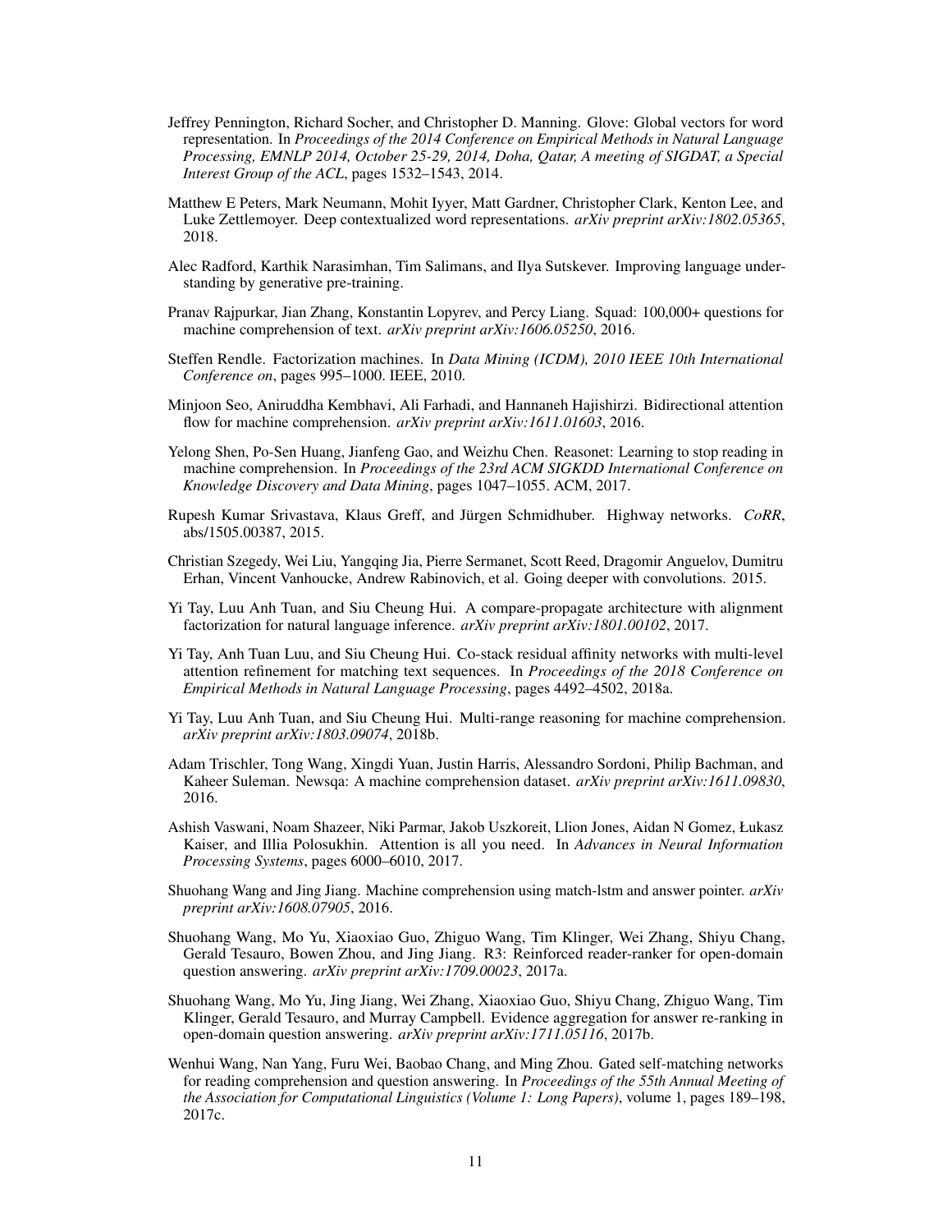Jeffrey Pennington, Richard Socher, and Christopher D. Manning. Glove: Global vectors for word representation. In *Proceedings of the 2014 Conference on Empirical Methods in Natural Language Processing, EMNLP 2014, October 25-29, 2014, Doha, Qatar, A meeting of SIGDAT, a Special Interest Group of the ACL*, pages 1532–1543, 2014.

Matthew E Peters, Mark Neumann, Mohit Iyyer, Matt Gardner, Christopher Clark, Kenton Lee, and Luke Zettlemoyer. Deep contextualized word representations. *arXiv preprint arXiv:1802.05365*, 2018.

Alec Radford, Karthik Narasimhan, Tim Salimans, and Ilya Sutskever. Improving language understanding by generative pre-training.

Pranav Rajpurkar, Jian Zhang, Konstantin Lopyrev, and Percy Liang. Squad: 100,000+ questions for machine comprehension of text. *arXiv preprint arXiv:1606.05250*, 2016.

Steffen Rendle. Factorization machines. In *Data Mining (ICDM), 2010 IEEE 10th International Conference on*, pages 995–1000. IEEE, 2010.

Minjoon Seo, Aniruddha Kembhavi, Ali Farhadi, and Hannaneh Hajishirzi. Bidirectional attention flow for machine comprehension. *arXiv preprint arXiv:1611.01603*, 2016.

Yelong Shen, Po-Sen Huang, Jianfeng Gao, and Weizhu Chen. Reasonet: Learning to stop reading in machine comprehension. In *Proceedings of the 23rd ACM SIGKDD International Conference on Knowledge Discovery and Data Mining*, pages 1047–1055. ACM, 2017.

Rupesh Kumar Srivastava, Klaus Greff, and Jürgen Schmidhuber. Highway networks. *CoRR*, abs/1505.00387, 2015.

Christian Szegedy, Wei Liu, Yangqing Jia, Pierre Sermanet, Scott Reed, Dragomir Anguelov, Dumitru Erhan, Vincent Vanhoucke, Andrew Rabinovich, et al. Going deeper with convolutions. 2015.

Yi Tay, Luu Anh Tuan, and Siu Cheung Hui. A compare-propagate architecture with alignment factorization for natural language inference. *arXiv preprint arXiv:1801.00102*, 2017.

Yi Tay, Anh Tuan Luu, and Siu Cheung Hui. Co-stack residual affinity networks with multi-level attention refinement for matching text sequences. In *Proceedings of the 2018 Conference on Empirical Methods in Natural Language Processing*, pages 4492–4502, 2018a.

Yi Tay, Luu Anh Tuan, and Siu Cheung Hui. Multi-range reasoning for machine comprehension. *arXiv preprint arXiv:1803.09074*, 2018b.

Adam Trischler, Tong Wang, Xingdi Yuan, Justin Harris, Alessandro Sordoni, Philip Bachman, and Kaheer Suleman. Newsqa: A machine comprehension dataset. *arXiv preprint arXiv:1611.09830*, 2016.

Ashish Vaswani, Noam Shazeer, Niki Parmar, Jakob Uszkoreit, Llion Jones, Aidan N Gomez, Łukasz Kaiser, and Illia Polosukhin. Attention is all you need. In *Advances in Neural Information Processing Systems*, pages 6000–6010, 2017.

Shuohang Wang and Jing Jiang. Machine comprehension using match-lstm and answer pointer. *arXiv preprint arXiv:1608.07905*, 2016.

Shuohang Wang, Mo Yu, Xiaoxiao Guo, Zhiguo Wang, Tim Klinger, Wei Zhang, Shiyu Chang, Gerald Tesauro, Bowen Zhou, and Jing Jiang. R3: Reinforced reader-ranker for open-domain question answering. *arXiv preprint arXiv:1709.00023*, 2017a.

Shuohang Wang, Mo Yu, Jing Jiang, Wei Zhang, Xiaoxiao Guo, Shiyu Chang, Zhiguo Wang, Tim Klinger, Gerald Tesauro, and Murray Campbell. Evidence aggregation for answer re-ranking in open-domain question answering. *arXiv preprint arXiv:1711.05116*, 2017b.

Wenhui Wang, Nan Yang, Furu Wei, Baobao Chang, and Ming Zhou. Gated self-matching networks for reading comprehension and question answering. In *Proceedings of the 55th Annual Meeting of the Association for Computational Linguistics (Volume 1: Long Papers)*, volume 1, pages 189–198, 2017c.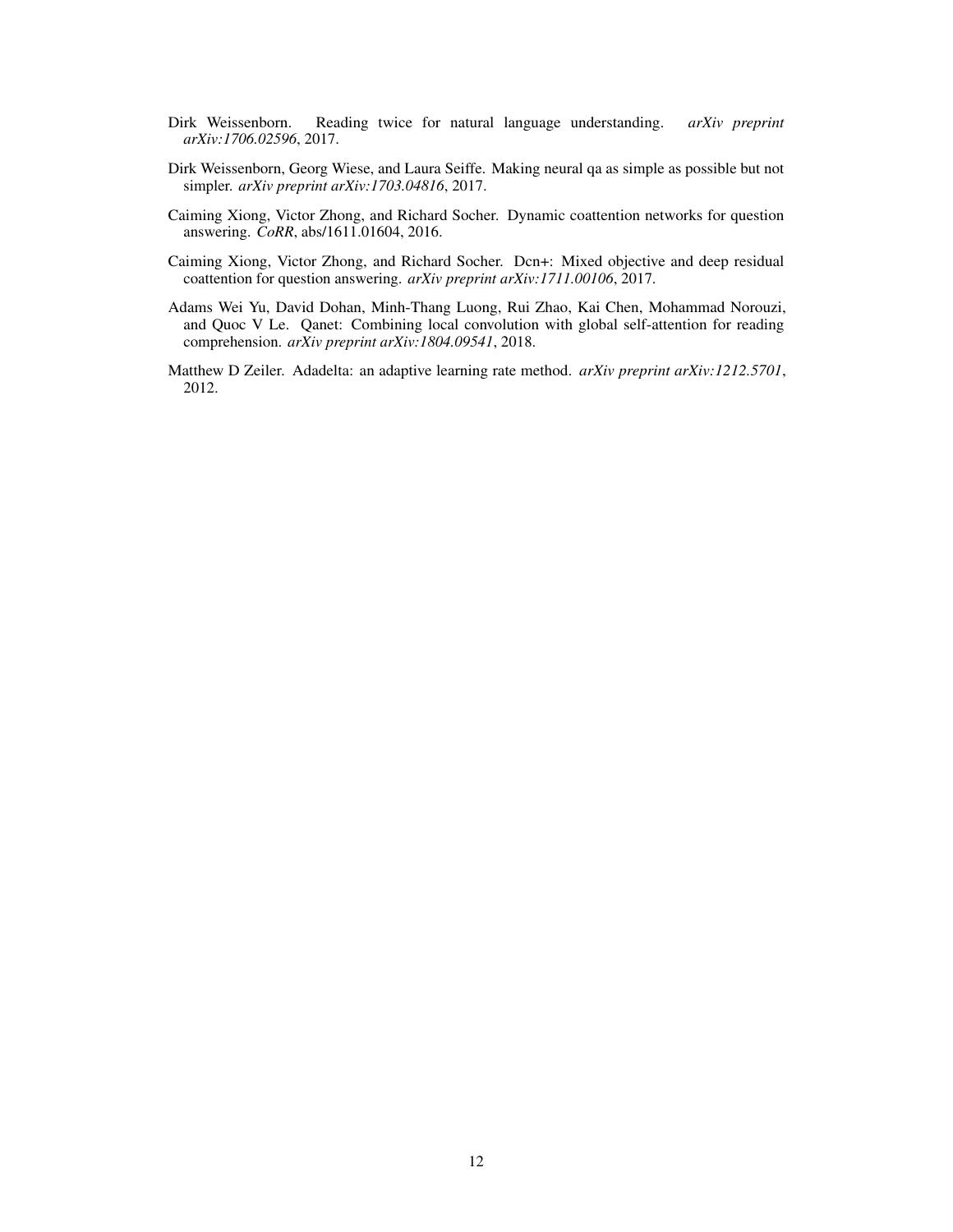Dirk Weissenborn. Reading twice for natural language understanding. *arXiv preprint arXiv:1706.02596*, 2017.

Dirk Weissenborn, Georg Wiese, and Laura Seiffe. Making neural qa as simple as possible but not simpler. *arXiv preprint arXiv:1703.04816*, 2017.

Caiming Xiong, Victor Zhong, and Richard Socher. Dynamic coattention networks for question answering. *CoRR*, abs/1611.01604, 2016.

Caiming Xiong, Victor Zhong, and Richard Socher. Dcn+: Mixed objective and deep residual coattention for question answering. *arXiv preprint arXiv:1711.00106*, 2017.

Adams Wei Yu, David Dohan, Minh-Thang Luong, Rui Zhao, Kai Chen, Mohammad Norouzi, and Quoc V Le. Qanet: Combining local convolution with global self-attention for reading comprehension. *arXiv preprint arXiv:1804.09541*, 2018.

Matthew D Zeiler. Adadelta: an adaptive learning rate method. *arXiv preprint arXiv:1212.5701*, 2012.